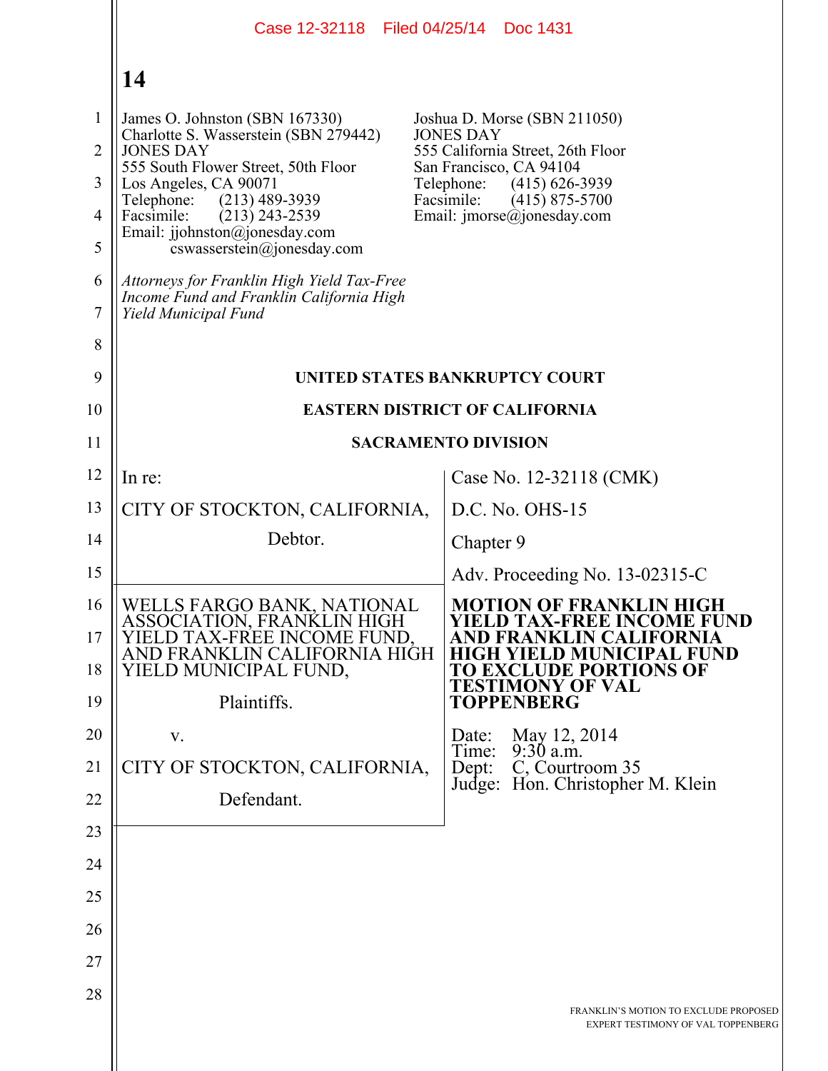James O. Johnston (SBN 167330)
Charlotte S. Wasserstein (SBN 279442)
JONES DAY
555 South Flower Street, 50th Floor
Los Angeles, CA 90071
Telephone: (213) 489-3939
Facsimile: (213) 243-2539
Email: jjohnston@jonesday.com
cswasserstein@jonesday.com

Joshua D. Morse (SBN 211050)
JONES DAY
555 California Street, 26th Floor
San Francisco, CA 94104
Telephone: (415) 626-3939
Facsimile: (415) 875-5700
Email: jmorse@jonesday.com

*Attorneys for Franklin High Yield Tax-Free Income Fund and Franklin California High Yield Municipal Fund*

**UNITED STATES BANKRUPTCY COURT**

**EASTERN DISTRICT OF CALIFORNIA**

**SACRAMENTO DIVISION**

| | |
|---|---|
| In re:<br><br>CITY OF STOCKTON, CALIFORNIA,<br><br>Debtor. | Case No. 12-32118 (CMK)<br><br>D.C. No. OHS-15<br><br>Chapter 9<br><br>Adv. Proceeding No. 13-02315-C |
| WELLS FARGO BANK, NATIONAL ASSOCIATION, FRANKLIN HIGH YIELD TAX-FREE INCOME FUND, AND FRANKLIN CALIFORNIA HIGH YIELD MUNICIPAL FUND,<br><br>Plaintiffs.<br><br>v.<br><br>CITY OF STOCKTON, CALIFORNIA,<br><br>Defendant. | **MOTION OF FRANKLIN HIGH YIELD TAX-FREE INCOME FUND AND FRANKLIN CALIFORNIA HIGH YIELD MUNICIPAL FUND TO EXCLUDE PORTIONS OF TESTIMONY OF VAL TOPPENBERG**<br><br>Date: May 12, 2014<br>Time: 9:30 a.m.<br>Dept: C, Courtroom 35<br>Judge: Hon. Christopher M. Klein |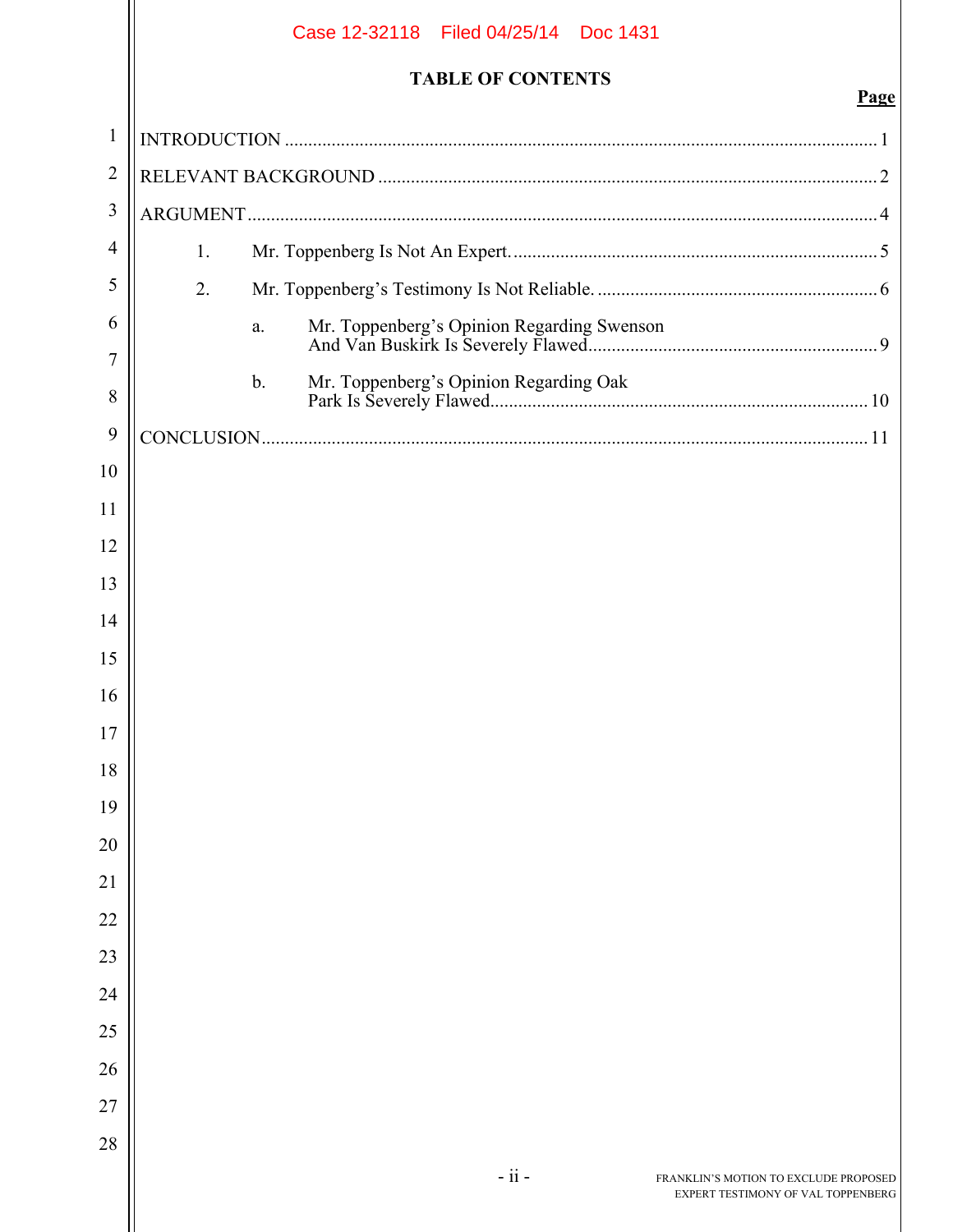## TABLE OF CONTENTS

| | Page |
|---|---|
| INTRODUCTION | 1 |
| RELEVANT BACKGROUND | 2 |
| ARGUMENT | 4 |
| 1. Mr. Toppenberg Is Not An Expert. | 5 |
| 2. Mr. Toppenberg's Testimony Is Not Reliable. | 6 |
| a. Mr. Toppenberg's Opinion Regarding Swenson And Van Buskirk Is Severely Flawed. | 9 |
| b. Mr. Toppenberg's Opinion Regarding Oak Park Is Severely Flawed. | 10 |
| CONCLUSION | 11 |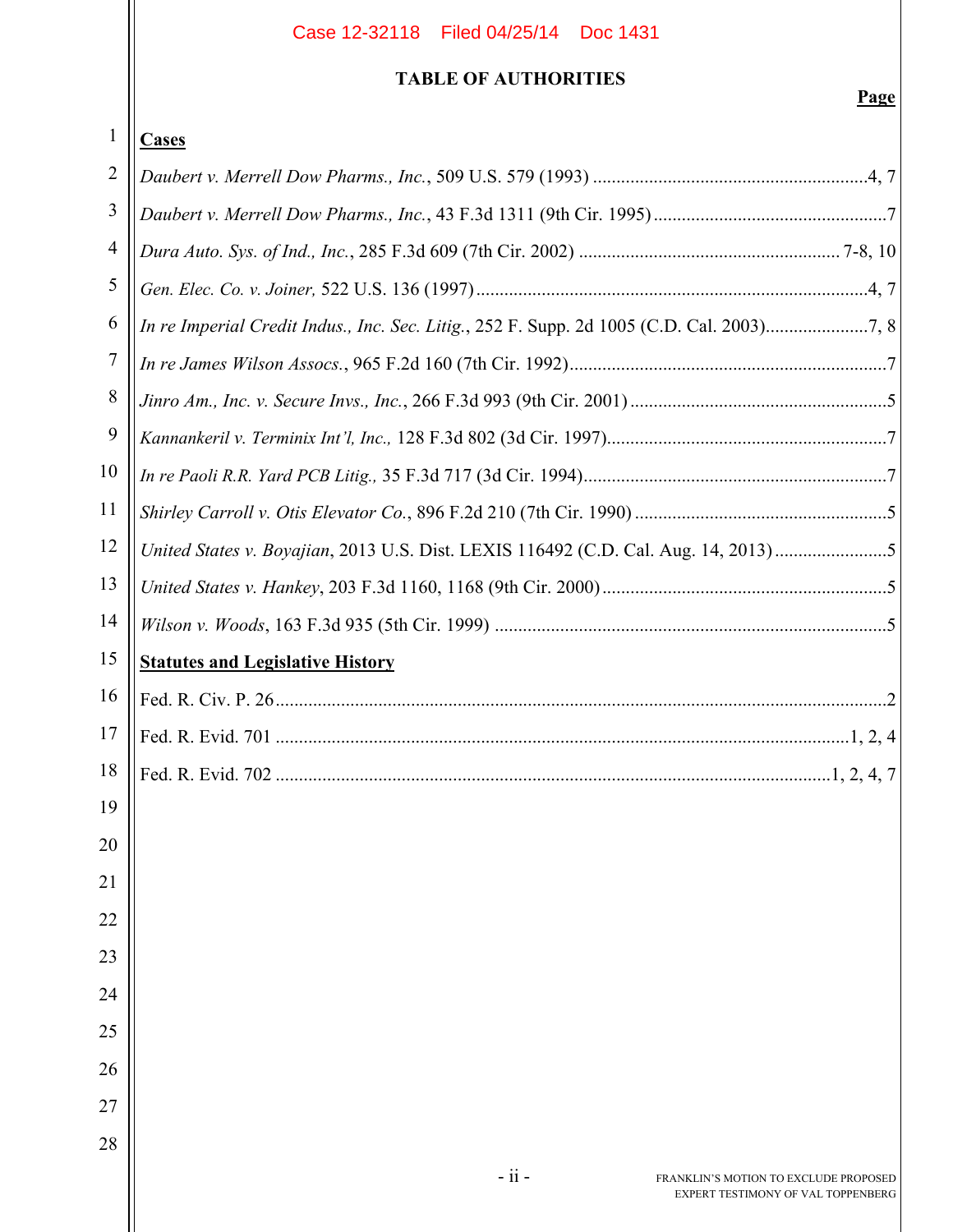## TABLE OF AUTHORITIES

**Page**

**Cases**

*Daubert v. Merrell Dow Pharms., Inc.*, 509 U.S. 579 (1993) .......... 4, 7

*Daubert v. Merrell Dow Pharms., Inc.*, 43 F.3d 1311 (9th Cir. 1995) .......... 7

*Dura Auto. Sys. of Ind., Inc.*, 285 F.3d 609 (7th Cir. 2002) .......... 7-8, 10

*Gen. Elec. Co. v. Joiner,* 522 U.S. 136 (1997) .......... 4, 7

*In re Imperial Credit Indus., Inc. Sec. Litig.*, 252 F. Supp. 2d 1005 (C.D. Cal. 2003) .......... 7, 8

*In re James Wilson Assocs.*, 965 F.2d 160 (7th Cir. 1992) .......... 7

*Jinro Am., Inc. v. Secure Invs., Inc.*, 266 F.3d 993 (9th Cir. 2001) .......... 5

*Kannankeril v. Terminix Int'l, Inc.,* 128 F.3d 802 (3d Cir. 1997) .......... 7

*In re Paoli R.R. Yard PCB Litig.,* 35 F.3d 717 (3d Cir. 1994) .......... 7

*Shirley Carroll v. Otis Elevator Co.*, 896 F.2d 210 (7th Cir. 1990) .......... 5

*United States v. Boyajian*, 2013 U.S. Dist. LEXIS 116492 (C.D. Cal. Aug. 14, 2013) .......... 5

*United States v. Hankey*, 203 F.3d 1160, 1168 (9th Cir. 2000) .......... 5

*Wilson v. Woods*, 163 F.3d 935 (5th Cir. 1999) .......... 5

**Statutes and Legislative History**

Fed. R. Civ. P. 26 .......... 2

Fed. R. Evid. 701 .......... 1, 2, 4

Fed. R. Evid. 702 .......... 1, 2, 4, 7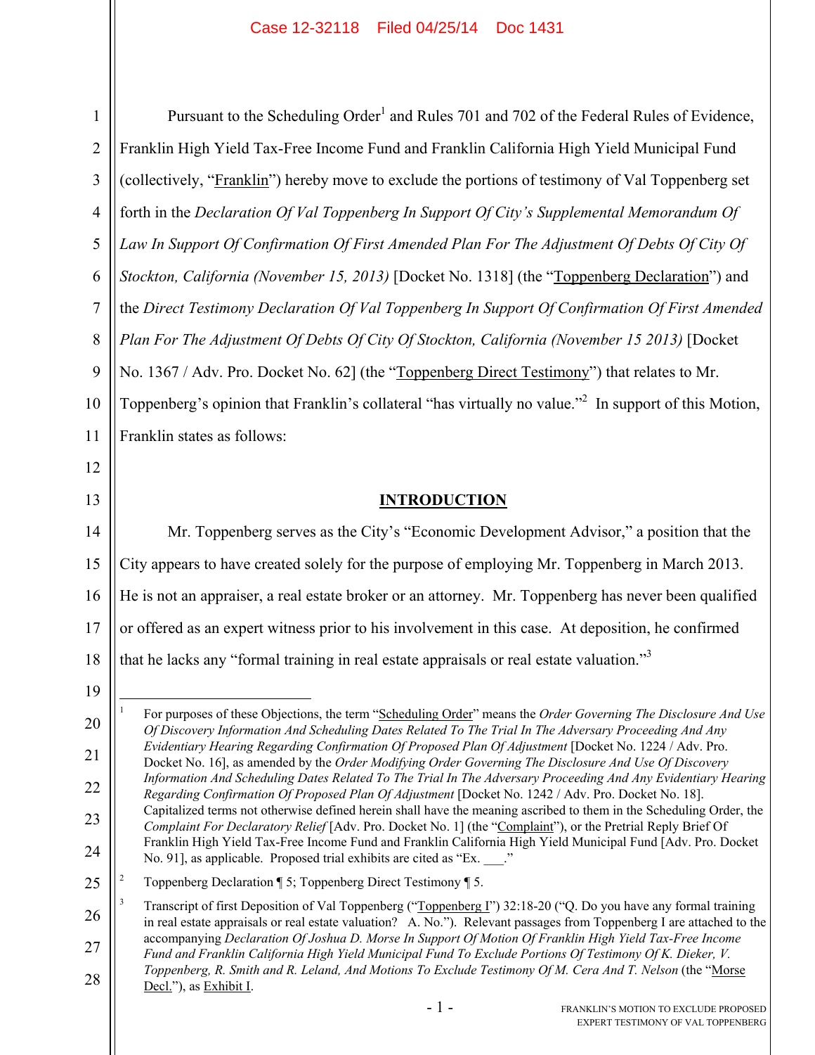Pursuant to the Scheduling Order[1] and Rules 701 and 702 of the Federal Rules of Evidence, Franklin High Yield Tax-Free Income Fund and Franklin California High Yield Municipal Fund (collectively, "Franklin") hereby move to exclude the portions of testimony of Val Toppenberg set forth in the *Declaration Of Val Toppenberg In Support Of City's Supplemental Memorandum Of Law In Support Of Confirmation Of First Amended Plan For The Adjustment Of Debts Of City Of Stockton, California (November 15, 2013)* [Docket No. 1318] (the "Toppenberg Declaration") and the *Direct Testimony Declaration Of Val Toppenberg In Support Of Confirmation Of First Amended Plan For The Adjustment Of Debts Of City Of Stockton, California (November 15 2013)* [Docket No. 1367 / Adv. Pro. Docket No. 62] (the "Toppenberg Direct Testimony") that relates to Mr. Toppenberg's opinion that Franklin's collateral "has virtually no value."[2] In support of this Motion, Franklin states as follows:

## INTRODUCTION

Mr. Toppenberg serves as the City's "Economic Development Advisor," a position that the City appears to have created solely for the purpose of employing Mr. Toppenberg in March 2013. He is not an appraiser, a real estate broker or an attorney. Mr. Toppenberg has never been qualified or offered as an expert witness prior to his involvement in this case. At deposition, he confirmed that he lacks any "formal training in real estate appraisals or real estate valuation."[3]

---

[1] For purposes of these Objections, the term "Scheduling Order" means the *Order Governing The Disclosure And Use Of Discovery Information And Scheduling Dates Related To The Trial In The Adversary Proceeding And Any Evidentiary Hearing Regarding Confirmation Of Proposed Plan Of Adjustment* [Docket No. 1224 / Adv. Pro. Docket No. 16], as amended by the *Order Modifying Order Governing The Disclosure And Use Of Discovery Information And Scheduling Dates Related To The Trial In The Adversary Proceeding And Any Evidentiary Hearing Regarding Confirmation Of Proposed Plan Of Adjustment* [Docket No. 1242 / Adv. Pro. Docket No. 18]. Capitalized terms not otherwise defined herein shall have the meaning ascribed to them in the Scheduling Order, the *Complaint For Declaratory Relief* [Adv. Pro. Docket No. 1] (the "Complaint"), or the Pretrial Reply Brief Of Franklin High Yield Tax-Free Income Fund and Franklin California High Yield Municipal Fund [Adv. Pro. Docket No. 91], as applicable. Proposed trial exhibits are cited as "Ex. ___."

[2] Toppenberg Declaration ¶ 5; Toppenberg Direct Testimony ¶ 5.

[3] Transcript of first Deposition of Val Toppenberg ("Toppenberg I") 32:18-20 ("Q. Do you have any formal training in real estate appraisals or real estate valuation? A. No."). Relevant passages from Toppenberg I are attached to the accompanying *Declaration Of Joshua D. Morse In Support Of Motion Of Franklin High Yield Tax-Free Income Fund and Franklin California High Yield Municipal Fund To Exclude Portions Of Testimony Of K. Dieker, V. Toppenberg, R. Smith and R. Leland, And Motions To Exclude Testimony Of M. Cera And T. Nelson* (the "Morse Decl."), as Exhibit I.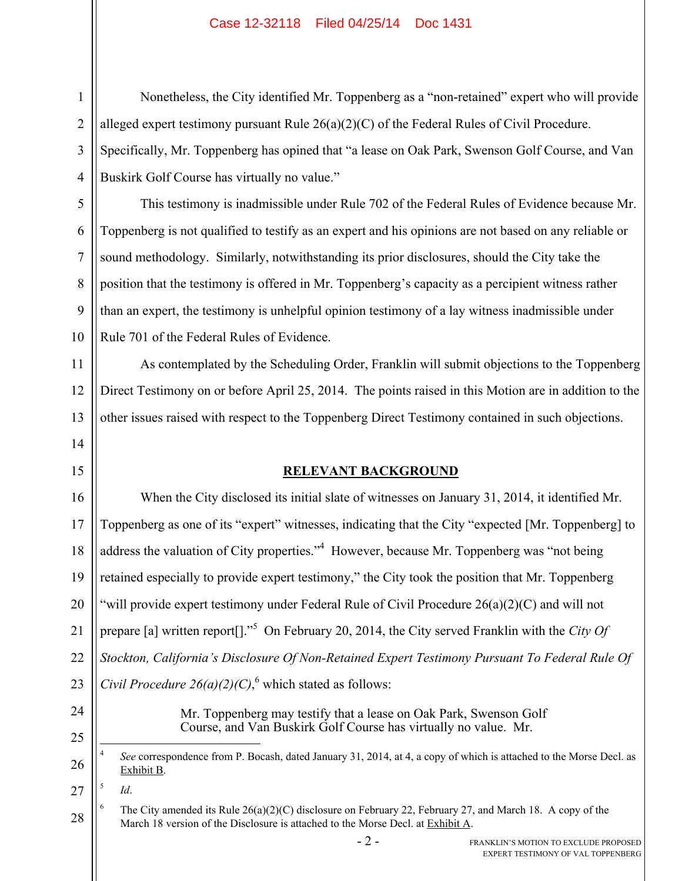Nonetheless, the City identified Mr. Toppenberg as a "non-retained" expert who will provide alleged expert testimony pursuant Rule 26(a)(2)(C) of the Federal Rules of Civil Procedure. Specifically, Mr. Toppenberg has opined that "a lease on Oak Park, Swenson Golf Course, and Van Buskirk Golf Course has virtually no value."

This testimony is inadmissible under Rule 702 of the Federal Rules of Evidence because Mr. Toppenberg is not qualified to testify as an expert and his opinions are not based on any reliable or sound methodology. Similarly, notwithstanding its prior disclosures, should the City take the position that the testimony is offered in Mr. Toppenberg's capacity as a percipient witness rather than an expert, the testimony is unhelpful opinion testimony of a lay witness inadmissible under Rule 701 of the Federal Rules of Evidence.

As contemplated by the Scheduling Order, Franklin will submit objections to the Toppenberg Direct Testimony on or before April 25, 2014. The points raised in this Motion are in addition to the other issues raised with respect to the Toppenberg Direct Testimony contained in such objections.

## RELEVANT BACKGROUND

When the City disclosed its initial slate of witnesses on January 31, 2014, it identified Mr. Toppenberg as one of its "expert" witnesses, indicating that the City "expected [Mr. Toppenberg] to address the valuation of City properties."[4] However, because Mr. Toppenberg was "not being retained especially to provide expert testimony," the City took the position that Mr. Toppenberg "will provide expert testimony under Federal Rule of Civil Procedure 26(a)(2)(C) and will not prepare [a] written report[]."[5] On February 20, 2014, the City served Franklin with the *City Of Stockton, California's Disclosure Of Non-Retained Expert Testimony Pursuant To Federal Rule Of Civil Procedure 26(a)(2)(C)*,[6] which stated as follows:

> Mr. Toppenberg may testify that a lease on Oak Park, Swenson Golf Course, and Van Buskirk Golf Course has virtually no value. Mr.

---

[4] *See* correspondence from P. Bocash, dated January 31, 2014, at 4, a copy of which is attached to the Morse Decl. as Exhibit B.

[5] *Id*.

[6] The City amended its Rule 26(a)(2)(C) disclosure on February 22, February 27, and March 18. A copy of the March 18 version of the Disclosure is attached to the Morse Decl. at Exhibit A.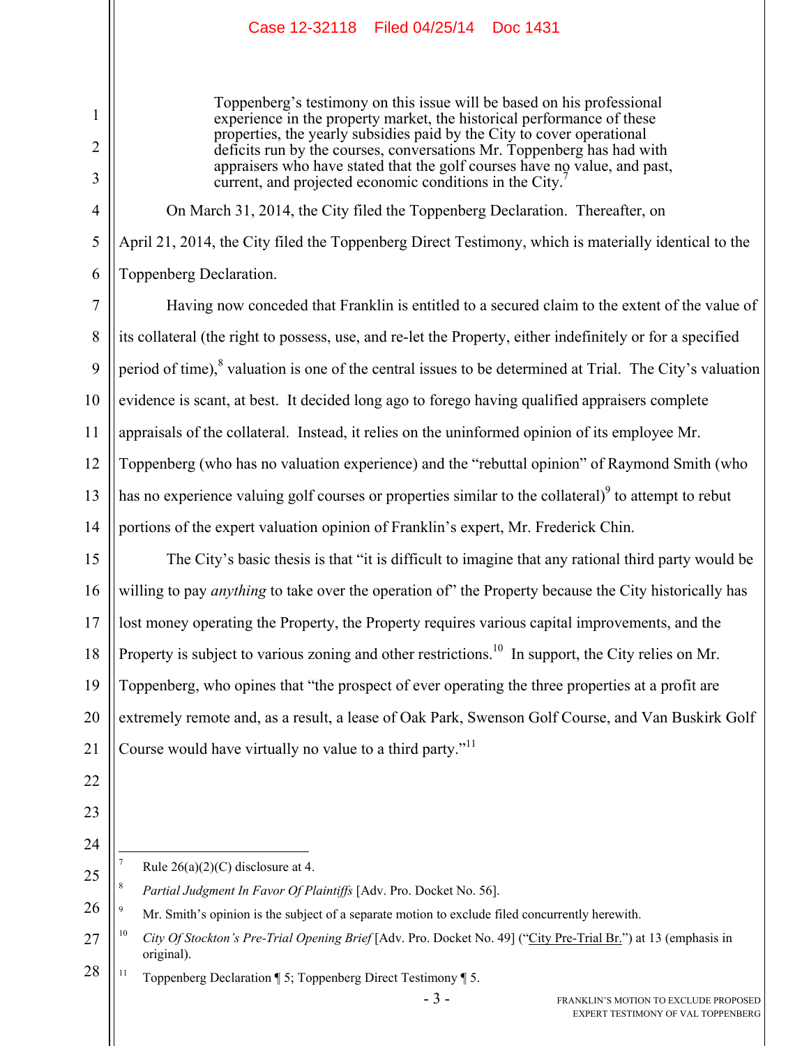> Toppenberg's testimony on this issue will be based on his professional experience in the property market, the historical performance of these properties, the yearly subsidies paid by the City to cover operational deficits run by the courses, conversations Mr. Toppenberg has had with appraisers who have stated that the golf courses have no value, and past, current, and projected economic conditions in the City.[7]

On March 31, 2014, the City filed the Toppenberg Declaration. Thereafter, on April 21, 2014, the City filed the Toppenberg Direct Testimony, which is materially identical to the Toppenberg Declaration.

Having now conceded that Franklin is entitled to a secured claim to the extent of the value of its collateral (the right to possess, use, and re-let the Property, either indefinitely or for a specified period of time),[8] valuation is one of the central issues to be determined at Trial. The City's valuation evidence is scant, at best. It decided long ago to forego having qualified appraisers complete appraisals of the collateral. Instead, it relies on the uninformed opinion of its employee Mr. Toppenberg (who has no valuation experience) and the "rebuttal opinion" of Raymond Smith (who has no experience valuing golf courses or properties similar to the collateral)[9] to attempt to rebut portions of the expert valuation opinion of Franklin's expert, Mr. Frederick Chin.

The City's basic thesis is that "it is difficult to imagine that any rational third party would be willing to pay *anything* to take over the operation of" the Property because the City historically has lost money operating the Property, the Property requires various capital improvements, and the Property is subject to various zoning and other restrictions.[10] In support, the City relies on Mr. Toppenberg, who opines that "the prospect of ever operating the three properties at a profit are extremely remote and, as a result, a lease of Oak Park, Swenson Golf Course, and Van Buskirk Golf Course would have virtually no value to a third party."[11]

---

[7] Rule 26(a)(2)(C) disclosure at 4.

[8] *Partial Judgment In Favor Of Plaintiffs* [Adv. Pro. Docket No. 56].

[9] Mr. Smith's opinion is the subject of a separate motion to exclude filed concurrently herewith.

[10] *City Of Stockton's Pre-Trial Opening Brief* [Adv. Pro. Docket No. 49] ("City Pre-Trial Br.") at 13 (emphasis in original).

[11] Toppenberg Declaration ¶ 5; Toppenberg Direct Testimony ¶ 5.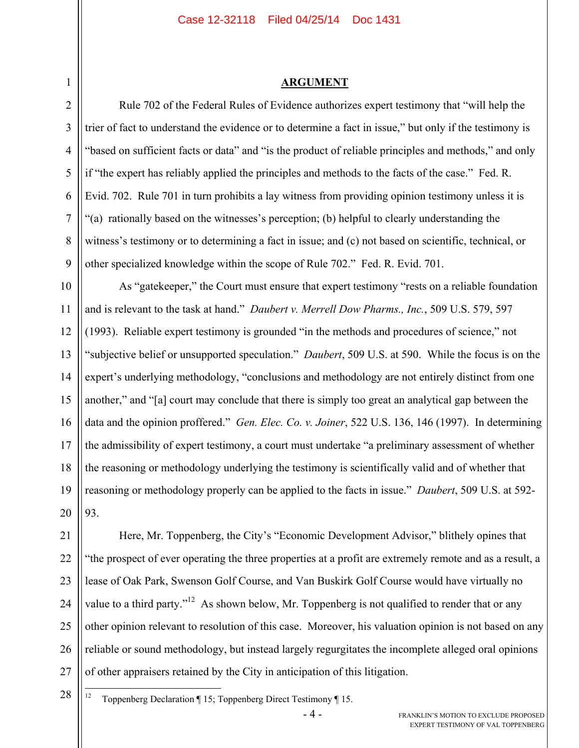## ARGUMENT

Rule 702 of the Federal Rules of Evidence authorizes expert testimony that "will help the trier of fact to understand the evidence or to determine a fact in issue," but only if the testimony is "based on sufficient facts or data" and "is the product of reliable principles and methods," and only if "the expert has reliably applied the principles and methods to the facts of the case." Fed. R. Evid. 702. Rule 701 in turn prohibits a lay witness from providing opinion testimony unless it is "(a) rationally based on the witnesses's perception; (b) helpful to clearly understanding the witness's testimony or to determining a fact in issue; and (c) not based on scientific, technical, or other specialized knowledge within the scope of Rule 702." Fed. R. Evid. 701.

As "gatekeeper," the Court must ensure that expert testimony "rests on a reliable foundation and is relevant to the task at hand." *Daubert v. Merrell Dow Pharms., Inc.*, 509 U.S. 579, 597 (1993). Reliable expert testimony is grounded "in the methods and procedures of science," not "subjective belief or unsupported speculation." *Daubert*, 509 U.S. at 590. While the focus is on the expert's underlying methodology, "conclusions and methodology are not entirely distinct from one another," and "[a] court may conclude that there is simply too great an analytical gap between the data and the opinion proffered." *Gen. Elec. Co. v. Joiner*, 522 U.S. 136, 146 (1997). In determining the admissibility of expert testimony, a court must undertake "a preliminary assessment of whether the reasoning or methodology underlying the testimony is scientifically valid and of whether that reasoning or methodology properly can be applied to the facts in issue." *Daubert*, 509 U.S. at 592-93.

Here, Mr. Toppenberg, the City's "Economic Development Advisor," blithely opines that "the prospect of ever operating the three properties at a profit are extremely remote and as a result, a lease of Oak Park, Swenson Golf Course, and Van Buskirk Golf Course would have virtually no value to a third party."[12] As shown below, Mr. Toppenberg is not qualified to render that or any other opinion relevant to resolution of this case. Moreover, his valuation opinion is not based on any reliable or sound methodology, but instead largely regurgitates the incomplete alleged oral opinions of other appraisers retained by the City in anticipation of this litigation.

---

[12] Toppenberg Declaration ¶ 15; Toppenberg Direct Testimony ¶ 15.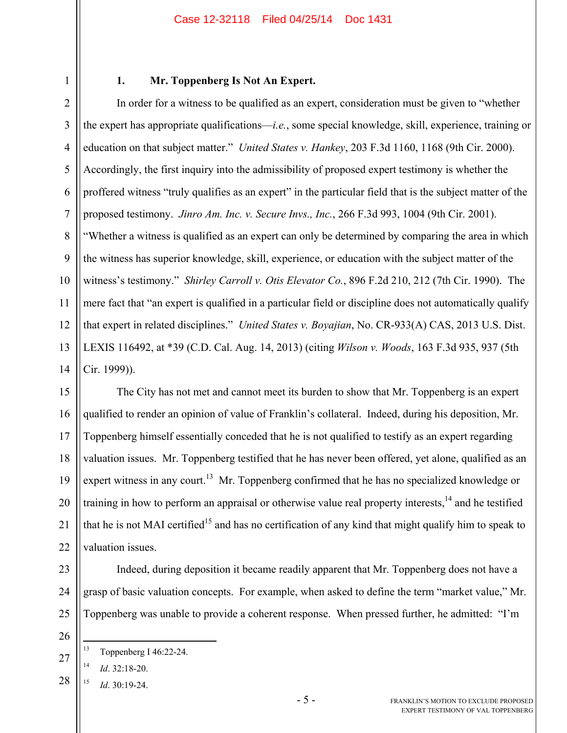### 1. Mr. Toppenberg Is Not An Expert.

In order for a witness to be qualified as an expert, consideration must be given to "whether the expert has appropriate qualifications—*i.e.*, some special knowledge, skill, experience, training or education on that subject matter." *United States v. Hankey*, 203 F.3d 1160, 1168 (9th Cir. 2000). Accordingly, the first inquiry into the admissibility of proposed expert testimony is whether the proffered witness "truly qualifies as an expert" in the particular field that is the subject matter of the proposed testimony. *Jinro Am. Inc. v. Secure Invs., Inc.*, 266 F.3d 993, 1004 (9th Cir. 2001). "Whether a witness is qualified as an expert can only be determined by comparing the area in which the witness has superior knowledge, skill, experience, or education with the subject matter of the witness's testimony." *Shirley Carroll v. Otis Elevator Co.*, 896 F.2d 210, 212 (7th Cir. 1990). The mere fact that "an expert is qualified in a particular field or discipline does not automatically qualify that expert in related disciplines." *United States v. Boyajian*, No. CR-933(A) CAS, 2013 U.S. Dist. LEXIS 116492, at *39 (C.D. Cal. Aug. 14, 2013) (citing *Wilson v. Woods*, 163 F.3d 935, 937 (5th Cir. 1999)).

The City has not met and cannot meet its burden to show that Mr. Toppenberg is an expert qualified to render an opinion of value of Franklin's collateral. Indeed, during his deposition, Mr. Toppenberg himself essentially conceded that he is not qualified to testify as an expert regarding valuation issues. Mr. Toppenberg testified that he has never been offered, yet alone, qualified as an expert witness in any court.[13] Mr. Toppenberg confirmed that he has no specialized knowledge or training in how to perform an appraisal or otherwise value real property interests,[14] and he testified that he is not MAI certified[15] and has no certification of any kind that might qualify him to speak to valuation issues.

Indeed, during deposition it became readily apparent that Mr. Toppenberg does not have a grasp of basic valuation concepts. For example, when asked to define the term "market value," Mr. Toppenberg was unable to provide a coherent response. When pressed further, he admitted: "I'm

---

[13] Toppenberg I 46:22-24.

[14] *Id*. 32:18-20.

[15] *Id*. 30:19-24.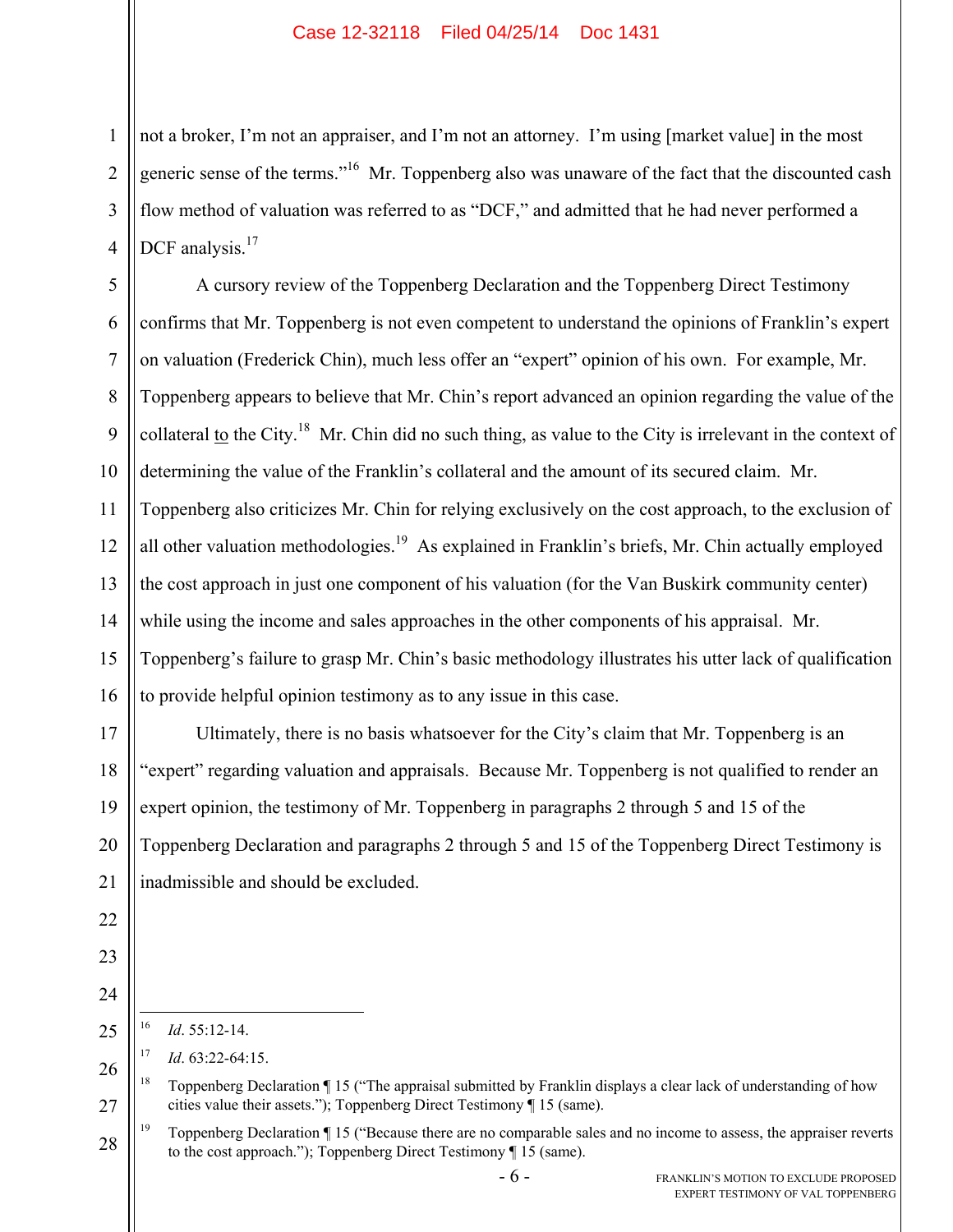not a broker, I'm not an appraiser, and I'm not an attorney. I'm using [market value] in the most generic sense of the terms."[16] Mr. Toppenberg also was unaware of the fact that the discounted cash flow method of valuation was referred to as "DCF," and admitted that he had never performed a DCF analysis.[17]

A cursory review of the Toppenberg Declaration and the Toppenberg Direct Testimony confirms that Mr. Toppenberg is not even competent to understand the opinions of Franklin's expert on valuation (Frederick Chin), much less offer an "expert" opinion of his own. For example, Mr. Toppenberg appears to believe that Mr. Chin's report advanced an opinion regarding the value of the collateral <u>to</u> the City.[18] Mr. Chin did no such thing, as value to the City is irrelevant in the context of determining the value of the Franklin's collateral and the amount of its secured claim. Mr. Toppenberg also criticizes Mr. Chin for relying exclusively on the cost approach, to the exclusion of all other valuation methodologies.[19] As explained in Franklin's briefs, Mr. Chin actually employed the cost approach in just one component of his valuation (for the Van Buskirk community center) while using the income and sales approaches in the other components of his appraisal. Mr. Toppenberg's failure to grasp Mr. Chin's basic methodology illustrates his utter lack of qualification to provide helpful opinion testimony as to any issue in this case.

Ultimately, there is no basis whatsoever for the City's claim that Mr. Toppenberg is an "expert" regarding valuation and appraisals. Because Mr. Toppenberg is not qualified to render an expert opinion, the testimony of Mr. Toppenberg in paragraphs 2 through 5 and 15 of the Toppenberg Declaration and paragraphs 2 through 5 and 15 of the Toppenberg Direct Testimony is inadmissible and should be excluded.

---

[16] *Id*. 55:12-14.

[17] *Id*. 63:22-64:15.

[18] Toppenberg Declaration ¶ 15 ("The appraisal submitted by Franklin displays a clear lack of understanding of how cities value their assets."); Toppenberg Direct Testimony ¶ 15 (same).

[19] Toppenberg Declaration ¶ 15 ("Because there are no comparable sales and no income to assess, the appraiser reverts to the cost approach."); Toppenberg Direct Testimony ¶ 15 (same).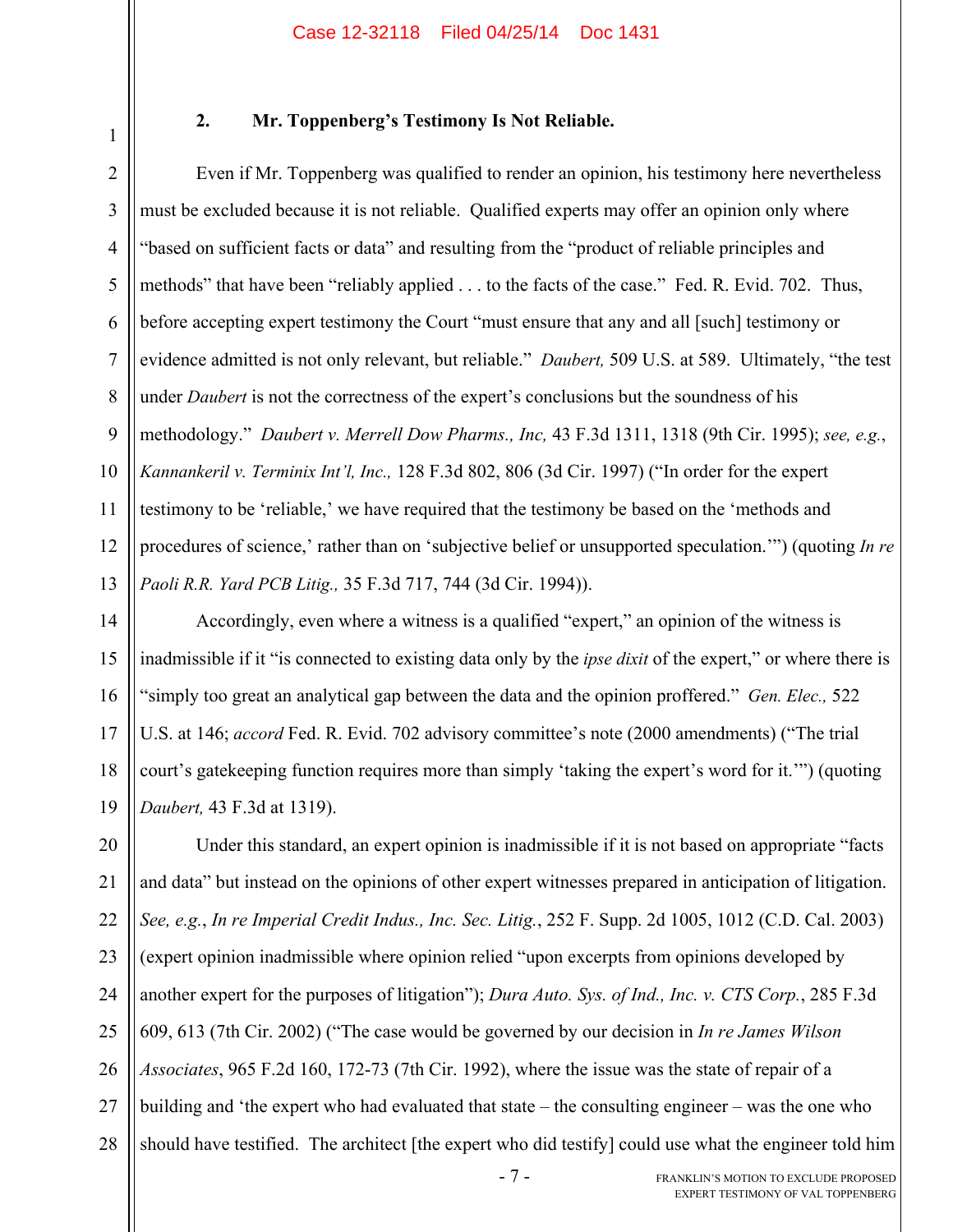### 2. Mr. Toppenberg's Testimony Is Not Reliable.

Even if Mr. Toppenberg was qualified to render an opinion, his testimony here nevertheless must be excluded because it is not reliable. Qualified experts may offer an opinion only where "based on sufficient facts or data" and resulting from the "product of reliable principles and methods" that have been "reliably applied . . . to the facts of the case." Fed. R. Evid. 702. Thus, before accepting expert testimony the Court "must ensure that any and all [such] testimony or evidence admitted is not only relevant, but reliable." *Daubert,* 509 U.S. at 589. Ultimately, "the test under *Daubert* is not the correctness of the expert's conclusions but the soundness of his methodology." *Daubert v. Merrell Dow Pharms., Inc,* 43 F.3d 1311, 1318 (9th Cir. 1995); *see, e.g.*, *Kannankeril v. Terminix Int'l, Inc.,* 128 F.3d 802, 806 (3d Cir. 1997) ("In order for the expert testimony to be 'reliable,' we have required that the testimony be based on the 'methods and procedures of science,' rather than on 'subjective belief or unsupported speculation.'") (quoting *In re Paoli R.R. Yard PCB Litig.,* 35 F.3d 717, 744 (3d Cir. 1994)).

Accordingly, even where a witness is a qualified "expert," an opinion of the witness is inadmissible if it "is connected to existing data only by the *ipse dixit* of the expert," or where there is "simply too great an analytical gap between the data and the opinion proffered." *Gen. Elec.,* 522 U.S. at 146; *accord* Fed. R. Evid. 702 advisory committee's note (2000 amendments) ("The trial court's gatekeeping function requires more than simply 'taking the expert's word for it.'") (quoting *Daubert,* 43 F.3d at 1319).

Under this standard, an expert opinion is inadmissible if it is not based on appropriate "facts and data" but instead on the opinions of other expert witnesses prepared in anticipation of litigation. *See, e.g.*, *In re Imperial Credit Indus., Inc. Sec. Litig.*, 252 F. Supp. 2d 1005, 1012 (C.D. Cal. 2003) (expert opinion inadmissible where opinion relied "upon excerpts from opinions developed by another expert for the purposes of litigation"); *Dura Auto. Sys. of Ind., Inc. v. CTS Corp.*, 285 F.3d 609, 613 (7th Cir. 2002) ("The case would be governed by our decision in *In re James Wilson Associates*, 965 F.2d 160, 172-73 (7th Cir. 1992), where the issue was the state of repair of a building and 'the expert who had evaluated that state – the consulting engineer – was the one who should have testified. The architect [the expert who did testify] could use what the engineer told him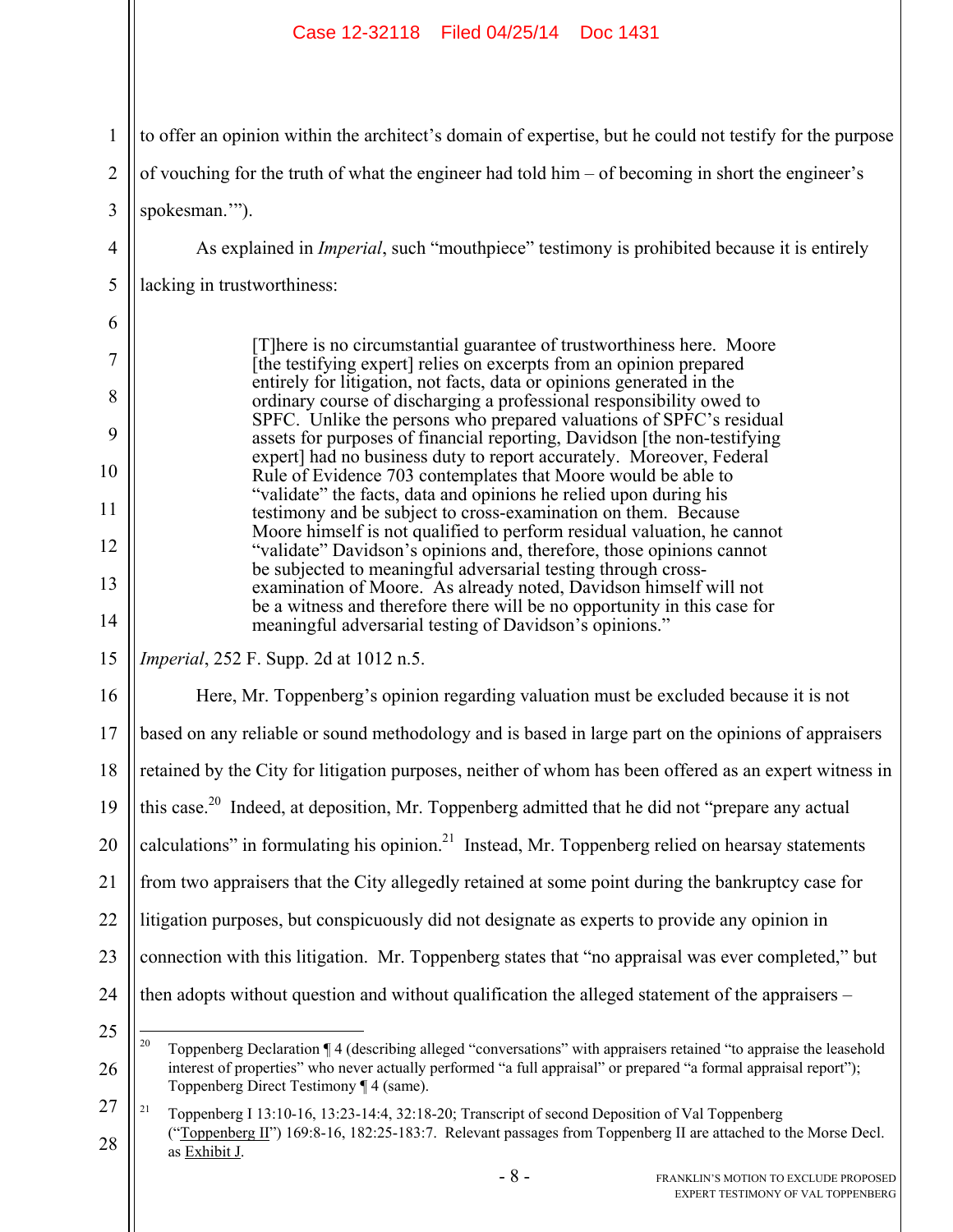to offer an opinion within the architect's domain of expertise, but he could not testify for the purpose of vouching for the truth of what the engineer had told him – of becoming in short the engineer's spokesman.'").

As explained in *Imperial*, such "mouthpiece" testimony is prohibited because it is entirely lacking in trustworthiness:

> [T]here is no circumstantial guarantee of trustworthiness here. Moore [the testifying expert] relies on excerpts from an opinion prepared entirely for litigation, not facts, data or opinions generated in the ordinary course of discharging a professional responsibility owed to SPFC. Unlike the persons who prepared valuations of SPFC's residual assets for purposes of financial reporting, Davidson [the non-testifying expert] had no business duty to report accurately. Moreover, Federal Rule of Evidence 703 contemplates that Moore would be able to "validate" the facts, data and opinions he relied upon during his testimony and be subject to cross-examination on them. Because Moore himself is not qualified to perform residual valuation, he cannot "validate" Davidson's opinions and, therefore, those opinions cannot be subjected to meaningful adversarial testing through cross-examination of Moore. As already noted, Davidson himself will not be a witness and therefore there will be no opportunity in this case for meaningful adversarial testing of Davidson's opinions."

*Imperial*, 252 F. Supp. 2d at 1012 n.5.

Here, Mr. Toppenberg's opinion regarding valuation must be excluded because it is not based on any reliable or sound methodology and is based in large part on the opinions of appraisers retained by the City for litigation purposes, neither of whom has been offered as an expert witness in this case.[20] Indeed, at deposition, Mr. Toppenberg admitted that he did not "prepare any actual calculations" in formulating his opinion.[21] Instead, Mr. Toppenberg relied on hearsay statements from two appraisers that the City allegedly retained at some point during the bankruptcy case for litigation purposes, but conspicuously did not designate as experts to provide any opinion in connection with this litigation. Mr. Toppenberg states that "no appraisal was ever completed," but then adopts without question and without qualification the alleged statement of the appraisers –

---

[20] Toppenberg Declaration ¶ 4 (describing alleged "conversations" with appraisers retained "to appraise the leasehold interest of properties" who never actually performed "a full appraisal" or prepared "a formal appraisal report"); Toppenberg Direct Testimony ¶ 4 (same).

[21] Toppenberg I 13:10-16, 13:23-14:4, 32:18-20; Transcript of second Deposition of Val Toppenberg ("Toppenberg II") 169:8-16, 182:25-183:7. Relevant passages from Toppenberg II are attached to the Morse Decl. as Exhibit J.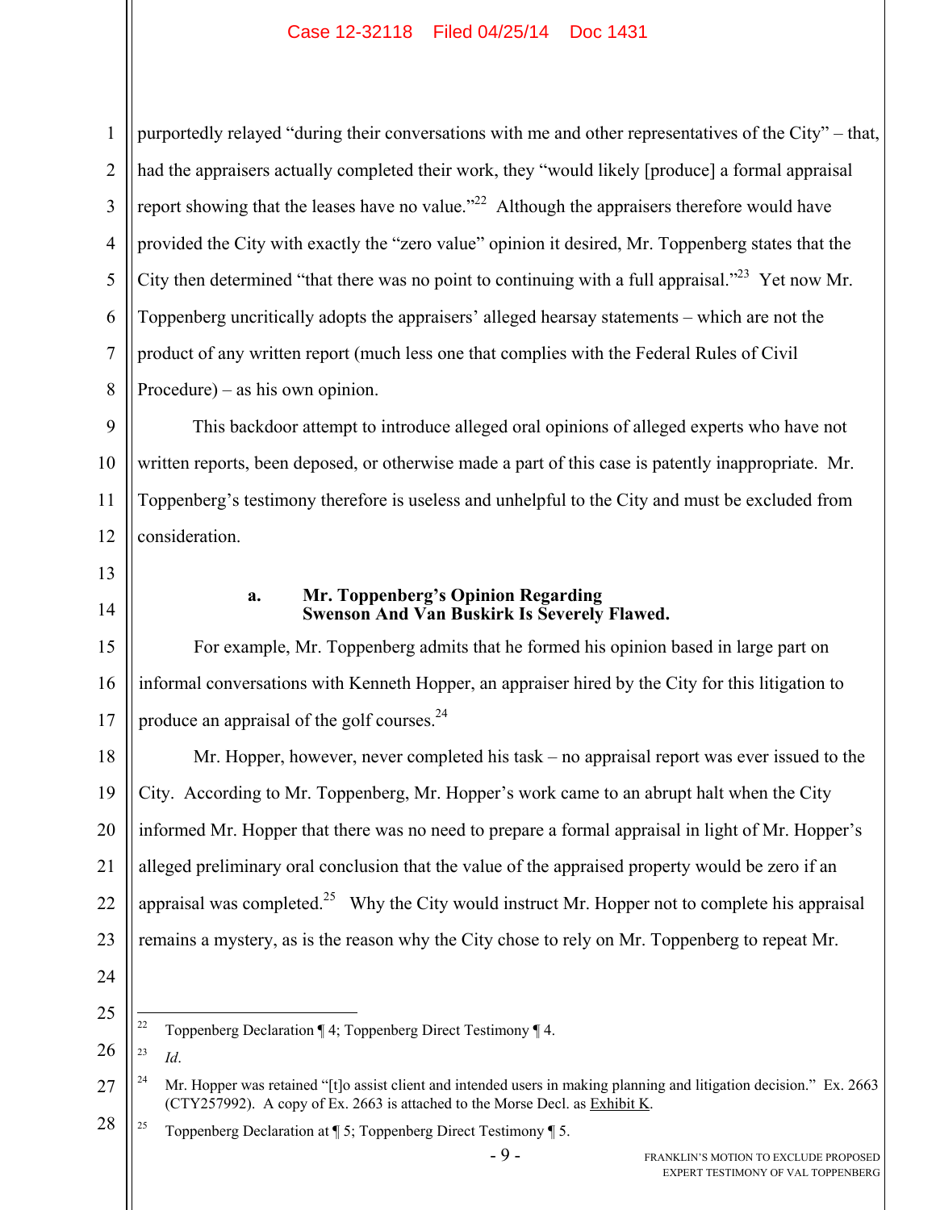purportedly relayed "during their conversations with me and other representatives of the City" – that, had the appraisers actually completed their work, they "would likely [produce] a formal appraisal report showing that the leases have no value."[22] Although the appraisers therefore would have provided the City with exactly the "zero value" opinion it desired, Mr. Toppenberg states that the City then determined "that there was no point to continuing with a full appraisal."[23] Yet now Mr. Toppenberg uncritically adopts the appraisers' alleged hearsay statements – which are not the product of any written report (much less one that complies with the Federal Rules of Civil Procedure) – as his own opinion.

This backdoor attempt to introduce alleged oral opinions of alleged experts who have not written reports, been deposed, or otherwise made a part of this case is patently inappropriate. Mr. Toppenberg's testimony therefore is useless and unhelpful to the City and must be excluded from consideration.

#### a. Mr. Toppenberg's Opinion Regarding Swenson And Van Buskirk Is Severely Flawed.

For example, Mr. Toppenberg admits that he formed his opinion based in large part on informal conversations with Kenneth Hopper, an appraiser hired by the City for this litigation to produce an appraisal of the golf courses.[24]

Mr. Hopper, however, never completed his task – no appraisal report was ever issued to the City. According to Mr. Toppenberg, Mr. Hopper's work came to an abrupt halt when the City informed Mr. Hopper that there was no need to prepare a formal appraisal in light of Mr. Hopper's alleged preliminary oral conclusion that the value of the appraised property would be zero if an appraisal was completed.[25] Why the City would instruct Mr. Hopper not to complete his appraisal remains a mystery, as is the reason why the City chose to rely on Mr. Toppenberg to repeat Mr.

---

[22] Toppenberg Declaration ¶ 4; Toppenberg Direct Testimony ¶ 4.

[23] *Id*.

[24] Mr. Hopper was retained "[t]o assist client and intended users in making planning and litigation decision." Ex. 2663 (CTY257992). A copy of Ex. 2663 is attached to the Morse Decl. as Exhibit K.

[25] Toppenberg Declaration at ¶ 5; Toppenberg Direct Testimony ¶ 5.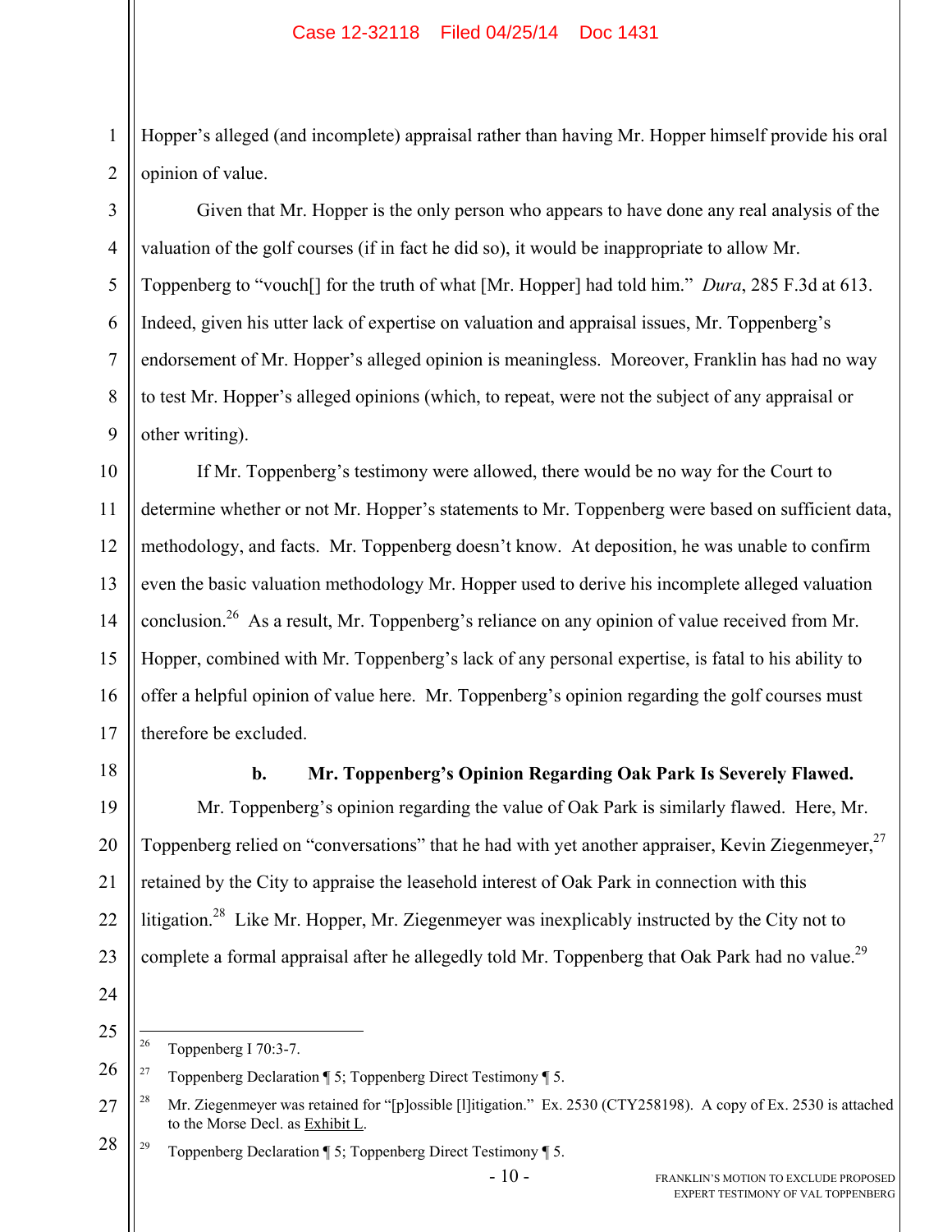Hopper's alleged (and incomplete) appraisal rather than having Mr. Hopper himself provide his oral opinion of value.

Given that Mr. Hopper is the only person who appears to have done any real analysis of the valuation of the golf courses (if in fact he did so), it would be inappropriate to allow Mr. Toppenberg to "vouch[] for the truth of what [Mr. Hopper] had told him." *Dura*, 285 F.3d at 613. Indeed, given his utter lack of expertise on valuation and appraisal issues, Mr. Toppenberg's endorsement of Mr. Hopper's alleged opinion is meaningless. Moreover, Franklin has had no way to test Mr. Hopper's alleged opinions (which, to repeat, were not the subject of any appraisal or other writing).

If Mr. Toppenberg's testimony were allowed, there would be no way for the Court to determine whether or not Mr. Hopper's statements to Mr. Toppenberg were based on sufficient data, methodology, and facts. Mr. Toppenberg doesn't know. At deposition, he was unable to confirm even the basic valuation methodology Mr. Hopper used to derive his incomplete alleged valuation conclusion.[26] As a result, Mr. Toppenberg's reliance on any opinion of value received from Mr. Hopper, combined with Mr. Toppenberg's lack of any personal expertise, is fatal to his ability to offer a helpful opinion of value here. Mr. Toppenberg's opinion regarding the golf courses must therefore be excluded.

**b. Mr. Toppenberg's Opinion Regarding Oak Park Is Severely Flawed.**

Mr. Toppenberg's opinion regarding the value of Oak Park is similarly flawed. Here, Mr. Toppenberg relied on "conversations" that he had with yet another appraiser, Kevin Ziegenmeyer,[27] retained by the City to appraise the leasehold interest of Oak Park in connection with this litigation.[28] Like Mr. Hopper, Mr. Ziegenmeyer was inexplicably instructed by the City not to complete a formal appraisal after he allegedly told Mr. Toppenberg that Oak Park had no value.[29]

---

[26] Toppenberg I 70:3-7.

[27] Toppenberg Declaration ¶ 5; Toppenberg Direct Testimony ¶ 5.

[28] Mr. Ziegenmeyer was retained for "[p]ossible [l]itigation." Ex. 2530 (CTY258198). A copy of Ex. 2530 is attached to the Morse Decl. as Exhibit L.

[29] Toppenberg Declaration ¶ 5; Toppenberg Direct Testimony ¶ 5.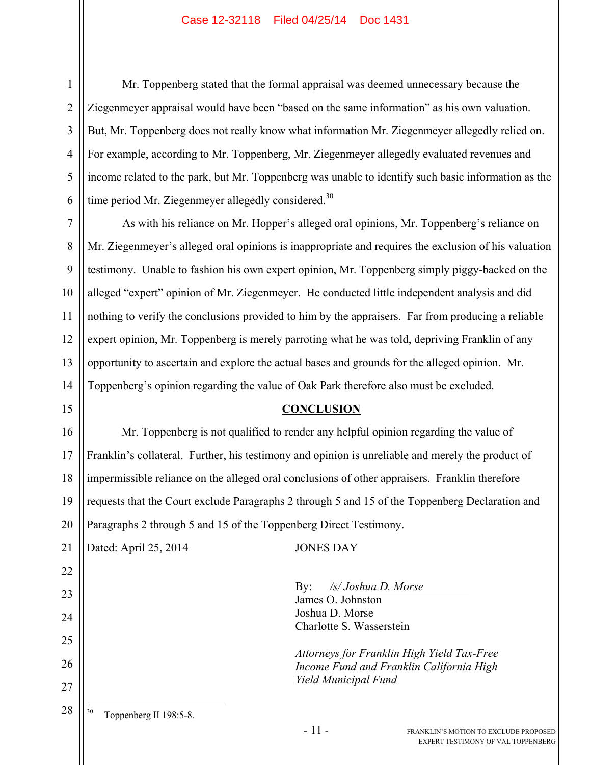Mr. Toppenberg stated that the formal appraisal was deemed unnecessary because the Ziegenmeyer appraisal would have been "based on the same information" as his own valuation. But, Mr. Toppenberg does not really know what information Mr. Ziegenmeyer allegedly relied on. For example, according to Mr. Toppenberg, Mr. Ziegenmeyer allegedly evaluated revenues and income related to the park, but Mr. Toppenberg was unable to identify such basic information as the time period Mr. Ziegenmeyer allegedly considered.[30]

As with his reliance on Mr. Hopper's alleged oral opinions, Mr. Toppenberg's reliance on Mr. Ziegenmeyer's alleged oral opinions is inappropriate and requires the exclusion of his valuation testimony. Unable to fashion his own expert opinion, Mr. Toppenberg simply piggy-backed on the alleged "expert" opinion of Mr. Ziegenmeyer. He conducted little independent analysis and did nothing to verify the conclusions provided to him by the appraisers. Far from producing a reliable expert opinion, Mr. Toppenberg is merely parroting what he was told, depriving Franklin of any opportunity to ascertain and explore the actual bases and grounds for the alleged opinion. Mr. Toppenberg's opinion regarding the value of Oak Park therefore also must be excluded.

## CONCLUSION

Mr. Toppenberg is not qualified to render any helpful opinion regarding the value of Franklin's collateral. Further, his testimony and opinion is unreliable and merely the product of impermissible reliance on the alleged oral conclusions of other appraisers. Franklin therefore requests that the Court exclude Paragraphs 2 through 5 and 15 of the Toppenberg Declaration and Paragraphs 2 through 5 and 15 of the Toppenberg Direct Testimony.

Dated: April 25, 2014

JONES DAY

By: */s/ Joshua D. Morse*
James O. Johnston
Joshua D. Morse
Charlotte S. Wasserstein

*Attorneys for Franklin High Yield Tax-Free Income Fund and Franklin California High Yield Municipal Fund*

---

[30] Toppenberg II 198:5-8.